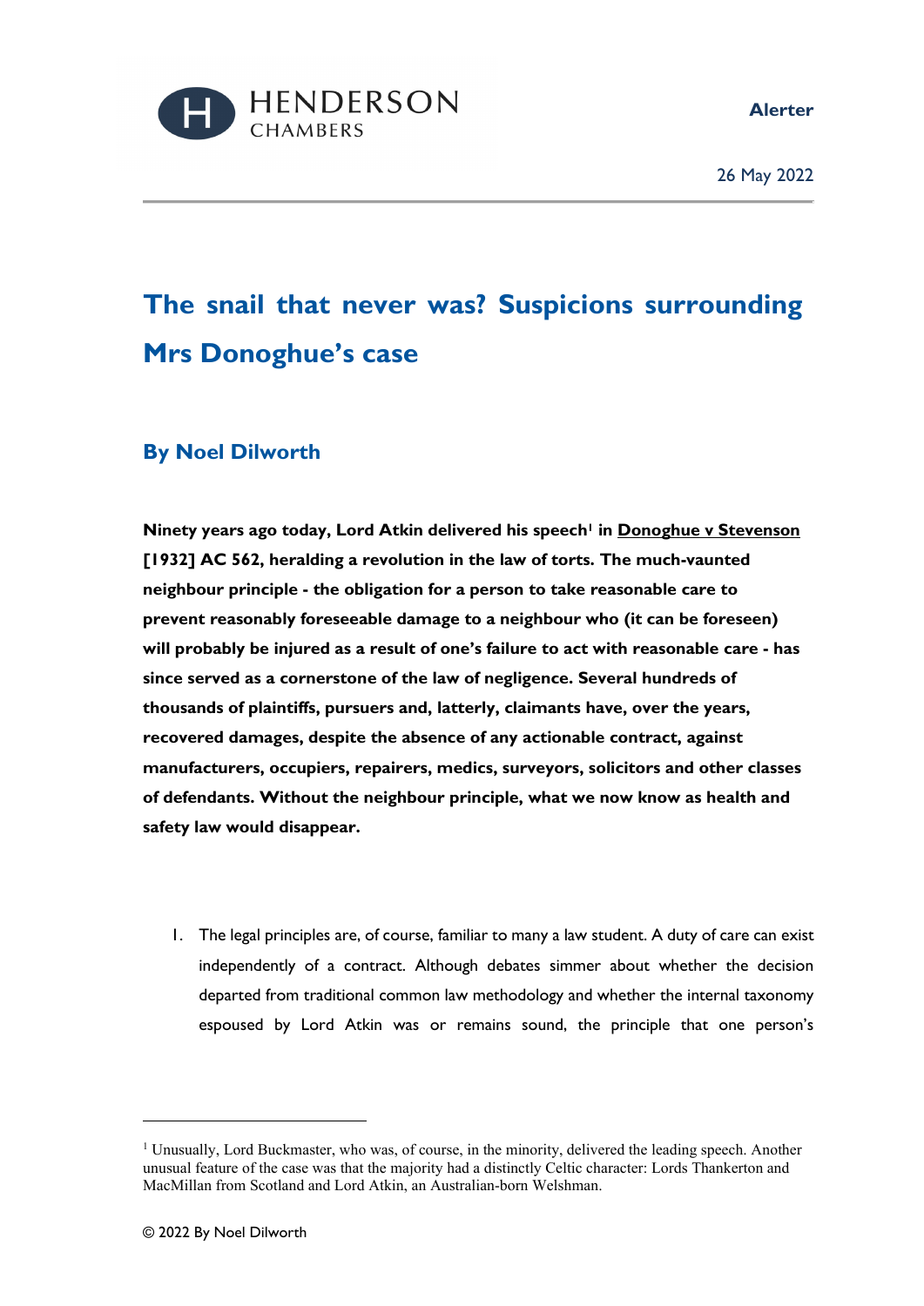HENDERSON CHAMBERS

**Alerter**

26 May 2022

# The snail that never was? Suspicions surrounding Mrs Donoghue's case

## By Noel Dilworth

**Ninety years ago today, Lord Atkin delivered his speech[1] in <u>Donoghue v Stevenson</u> [1932] AC 562, heralding a revolution in the law of torts. The much-vaunted neighbour principle - the obligation for a person to take reasonable care to prevent reasonably foreseeable damage to a neighbour who (it can be foreseen) will probably be injured as a result of one's failure to act with reasonable care - has since served as a cornerstone of the law of negligence. Several hundreds of thousands of plaintiffs, pursuers and, latterly, claimants have, over the years, recovered damages, despite the absence of any actionable contract, against manufacturers, occupiers, repairers, medics, surveyors, solicitors and other classes of defendants. Without the neighbour principle, what we now know as health and safety law would disappear.**

1. The legal principles are, of course, familiar to many a law student. A duty of care can exist independently of a contract. Although debates simmer about whether the decision departed from traditional common law methodology and whether the internal taxonomy espoused by Lord Atkin was or remains sound, the principle that one person's

---

[1] Unusually, Lord Buckmaster, who was, of course, in the minority, delivered the leading speech. Another unusual feature of the case was that the majority had a distinctly Celtic character: Lords Thankerton and MacMillan from Scotland and Lord Atkin, an Australian-born Welshman.

© 2022 By Noel Dilworth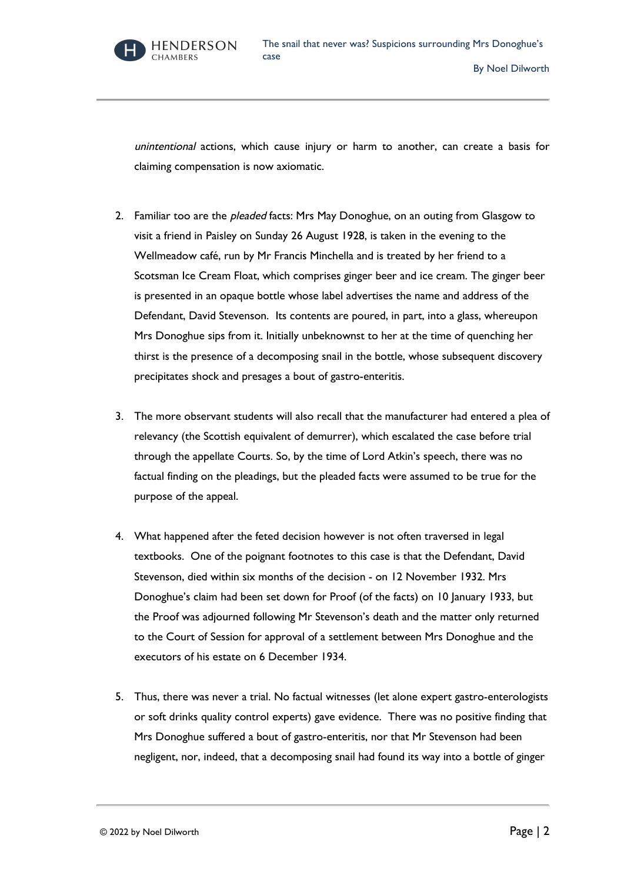*unintentional* actions, which cause injury or harm to another, can create a basis for claiming compensation is now axiomatic.

2. Familiar too are the *pleaded* facts: Mrs May Donoghue, on an outing from Glasgow to visit a friend in Paisley on Sunday 26 August 1928, is taken in the evening to the Wellmeadow café, run by Mr Francis Minchella and is treated by her friend to a Scotsman Ice Cream Float, which comprises ginger beer and ice cream. The ginger beer is presented in an opaque bottle whose label advertises the name and address of the Defendant, David Stevenson. Its contents are poured, in part, into a glass, whereupon Mrs Donoghue sips from it. Initially unbeknownst to her at the time of quenching her thirst is the presence of a decomposing snail in the bottle, whose subsequent discovery precipitates shock and presages a bout of gastro-enteritis.

3. The more observant students will also recall that the manufacturer had entered a plea of relevancy (the Scottish equivalent of demurrer), which escalated the case before trial through the appellate Courts. So, by the time of Lord Atkin's speech, there was no factual finding on the pleadings, but the pleaded facts were assumed to be true for the purpose of the appeal.

4. What happened after the feted decision however is not often traversed in legal textbooks. One of the poignant footnotes to this case is that the Defendant, David Stevenson, died within six months of the decision - on 12 November 1932. Mrs Donoghue's claim had been set down for Proof (of the facts) on 10 January 1933, but the Proof was adjourned following Mr Stevenson's death and the matter only returned to the Court of Session for approval of a settlement between Mrs Donoghue and the executors of his estate on 6 December 1934.

5. Thus, there was never a trial. No factual witnesses (let alone expert gastro-enterologists or soft drinks quality control experts) gave evidence. There was no positive finding that Mrs Donoghue suffered a bout of gastro-enteritis, nor that Mr Stevenson had been negligent, nor, indeed, that a decomposing snail had found its way into a bottle of ginger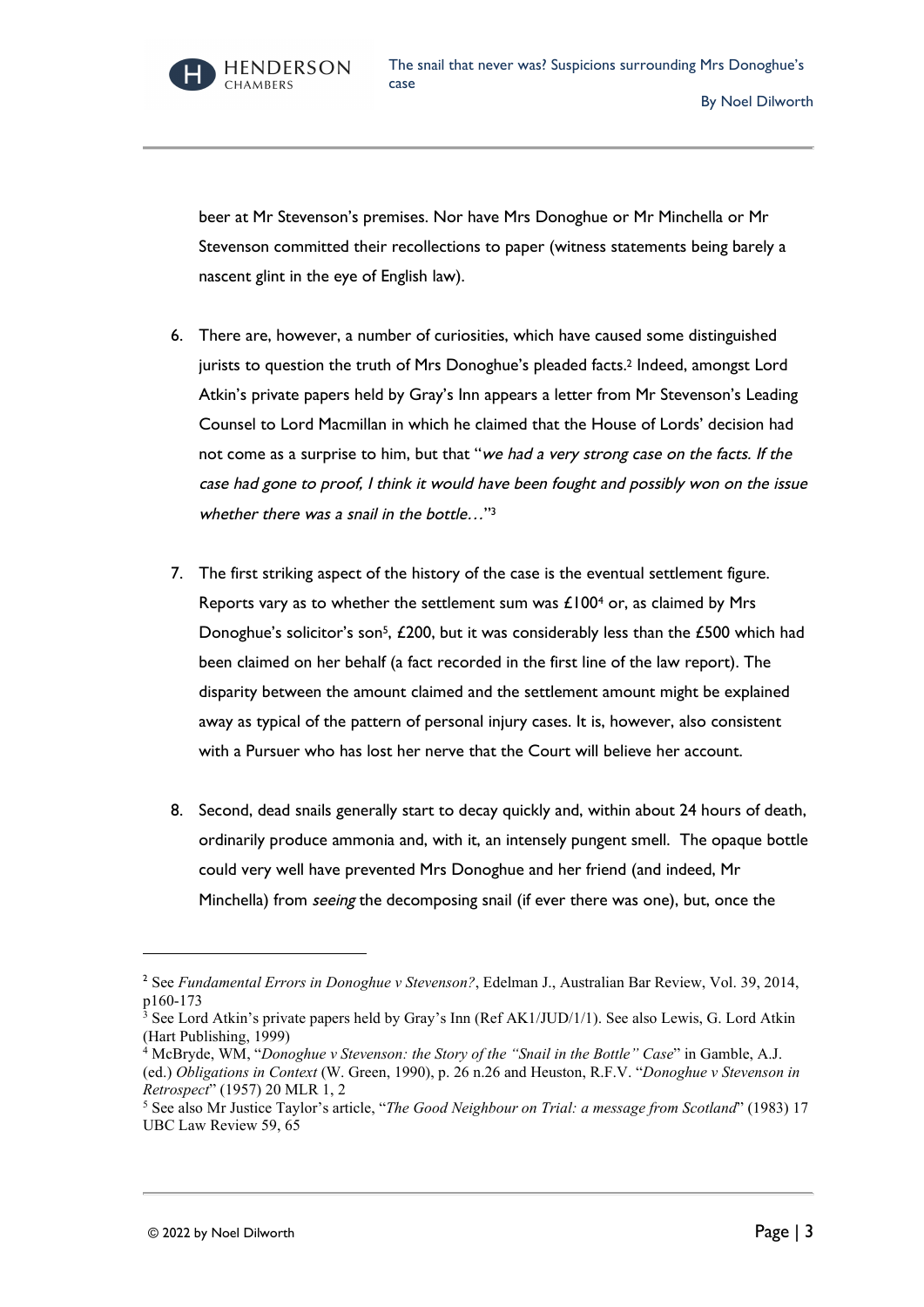beer at Mr Stevenson's premises. Nor have Mrs Donoghue or Mr Minchella or Mr Stevenson committed their recollections to paper (witness statements being barely a nascent glint in the eye of English law).

6. There are, however, a number of curiosities, which have caused some distinguished jurists to question the truth of Mrs Donoghue's pleaded facts.[2] Indeed, amongst Lord Atkin's private papers held by Gray's Inn appears a letter from Mr Stevenson's Leading Counsel to Lord Macmillan in which he claimed that the House of Lords' decision had not come as a surprise to him, but that "*we had a very strong case on the facts. If the case had gone to proof, I think it would have been fought and possibly won on the issue whether there was a snail in the bottle…*"[3]

7. The first striking aspect of the history of the case is the eventual settlement figure. Reports vary as to whether the settlement sum was £100[4] or, as claimed by Mrs Donoghue's solicitor's son[5], £200, but it was considerably less than the £500 which had been claimed on her behalf (a fact recorded in the first line of the law report). The disparity between the amount claimed and the settlement amount might be explained away as typical of the pattern of personal injury cases. It is, however, also consistent with a Pursuer who has lost her nerve that the Court will believe her account.

8. Second, dead snails generally start to decay quickly and, within about 24 hours of death, ordinarily produce ammonia and, with it, an intensely pungent smell. The opaque bottle could very well have prevented Mrs Donoghue and her friend (and indeed, Mr Minchella) from *seeing* the decomposing snail (if ever there was one), but, once the

---

[2] See *Fundamental Errors in Donoghue v Stevenson?*, Edelman J., Australian Bar Review, Vol. 39, 2014, p160-173

[3] See Lord Atkin's private papers held by Gray's Inn (Ref AK1/JUD/1/1). See also Lewis, G. Lord Atkin (Hart Publishing, 1999)

[4] McBryde, WM, "*Donoghue v Stevenson: the Story of the "Snail in the Bottle" Case*" in Gamble, A.J. (ed.) *Obligations in Context* (W. Green, 1990), p. 26 n.26 and Heuston, R.F.V. "*Donoghue v Stevenson in Retrospect*" (1957) 20 MLR 1, 2

[5] See also Mr Justice Taylor's article, "*The Good Neighbour on Trial: a message from Scotland*" (1983) 17 UBC Law Review 59, 65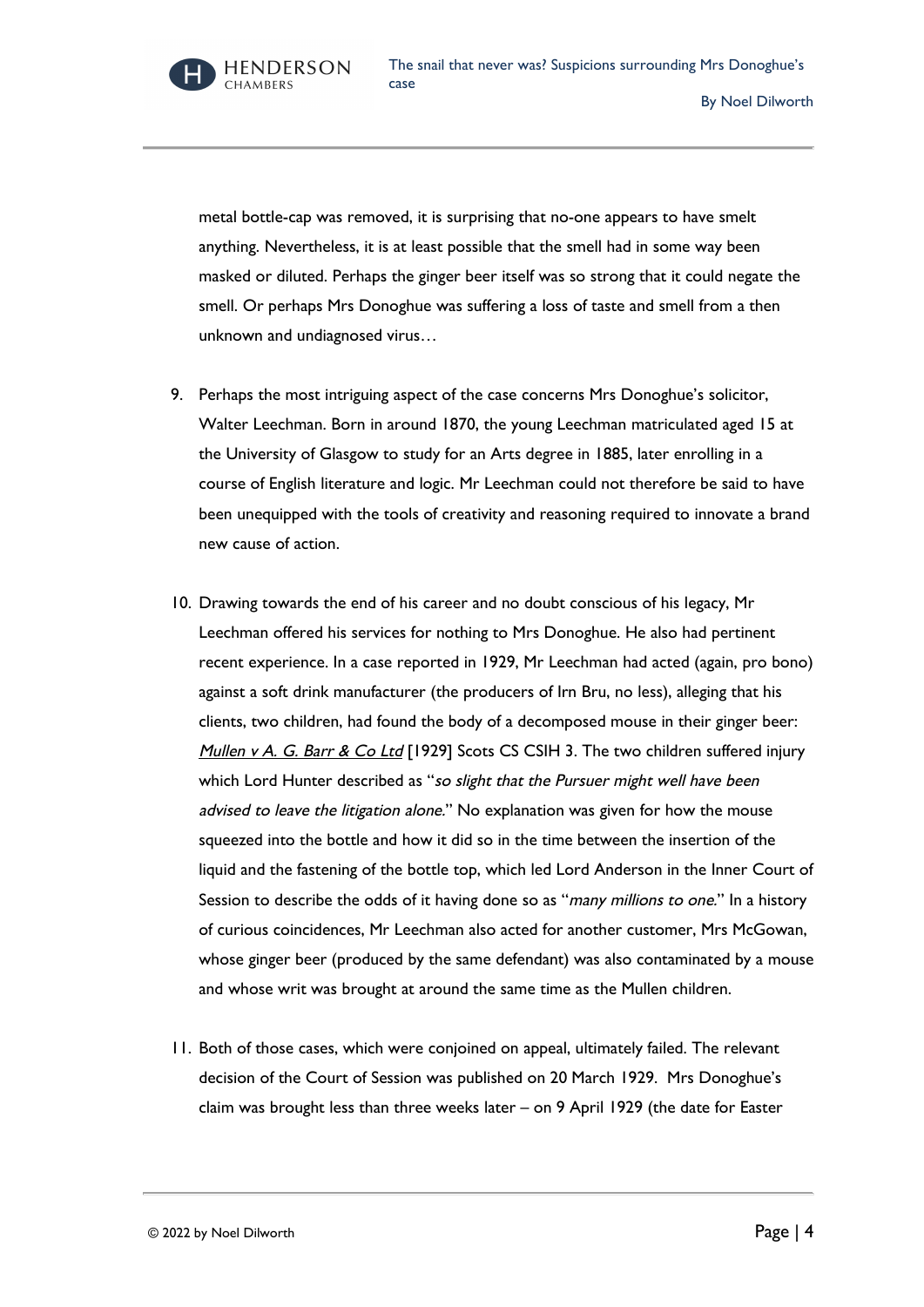metal bottle-cap was removed, it is surprising that no-one appears to have smelt anything. Nevertheless, it is at least possible that the smell had in some way been masked or diluted. Perhaps the ginger beer itself was so strong that it could negate the smell. Or perhaps Mrs Donoghue was suffering a loss of taste and smell from a then unknown and undiagnosed virus…

9. Perhaps the most intriguing aspect of the case concerns Mrs Donoghue's solicitor, Walter Leechman. Born in around 1870, the young Leechman matriculated aged 15 at the University of Glasgow to study for an Arts degree in 1885, later enrolling in a course of English literature and logic. Mr Leechman could not therefore be said to have been unequipped with the tools of creativity and reasoning required to innovate a brand new cause of action.

10. Drawing towards the end of his career and no doubt conscious of his legacy, Mr Leechman offered his services for nothing to Mrs Donoghue. He also had pertinent recent experience. In a case reported in 1929, Mr Leechman had acted (again, pro bono) against a soft drink manufacturer (the producers of Irn Bru, no less), alleging that his clients, two children, had found the body of a decomposed mouse in their ginger beer: *Mullen v A. G. Barr & Co Ltd* [1929] Scots CS CSIH 3. The two children suffered injury which Lord Hunter described as "*so slight that the Pursuer might well have been advised to leave the litigation alone.*" No explanation was given for how the mouse squeezed into the bottle and how it did so in the time between the insertion of the liquid and the fastening of the bottle top, which led Lord Anderson in the Inner Court of Session to describe the odds of it having done so as "*many millions to one.*" In a history of curious coincidences, Mr Leechman also acted for another customer, Mrs McGowan, whose ginger beer (produced by the same defendant) was also contaminated by a mouse and whose writ was brought at around the same time as the Mullen children.

11. Both of those cases, which were conjoined on appeal, ultimately failed. The relevant decision of the Court of Session was published on 20 March 1929. Mrs Donoghue's claim was brought less than three weeks later – on 9 April 1929 (the date for Easter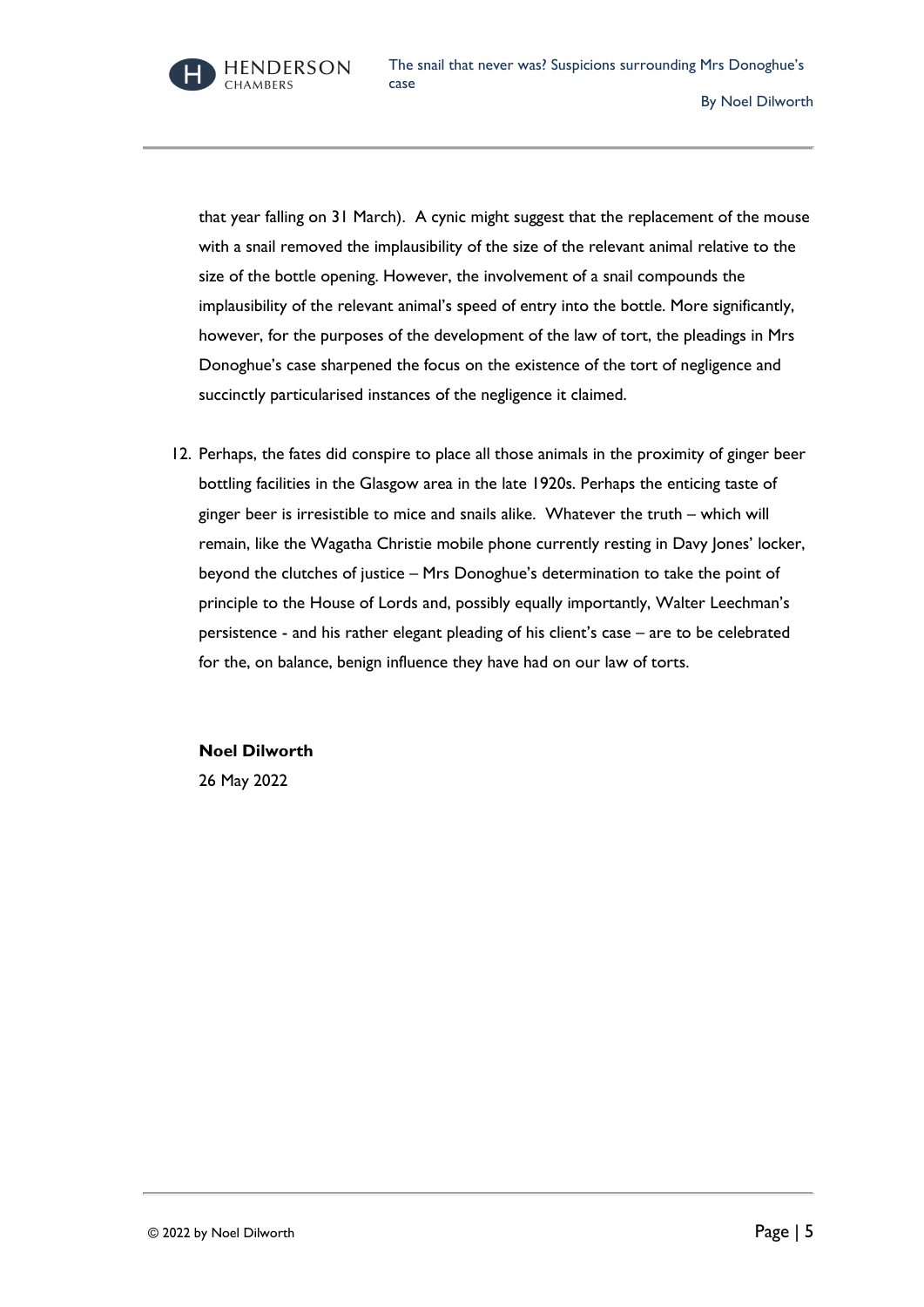that year falling on 31 March). A cynic might suggest that the replacement of the mouse with a snail removed the implausibility of the size of the relevant animal relative to the size of the bottle opening. However, the involvement of a snail compounds the implausibility of the relevant animal's speed of entry into the bottle. More significantly, however, for the purposes of the development of the law of tort, the pleadings in Mrs Donoghue's case sharpened the focus on the existence of the tort of negligence and succinctly particularised instances of the negligence it claimed.

12. Perhaps, the fates did conspire to place all those animals in the proximity of ginger beer bottling facilities in the Glasgow area in the late 1920s. Perhaps the enticing taste of ginger beer is irresistible to mice and snails alike. Whatever the truth – which will remain, like the Wagatha Christie mobile phone currently resting in Davy Jones' locker, beyond the clutches of justice – Mrs Donoghue's determination to take the point of principle to the House of Lords and, possibly equally importantly, Walter Leechman's persistence - and his rather elegant pleading of his client's case – are to be celebrated for the, on balance, benign influence they have had on our law of torts.

**Noel Dilworth**
26 May 2022